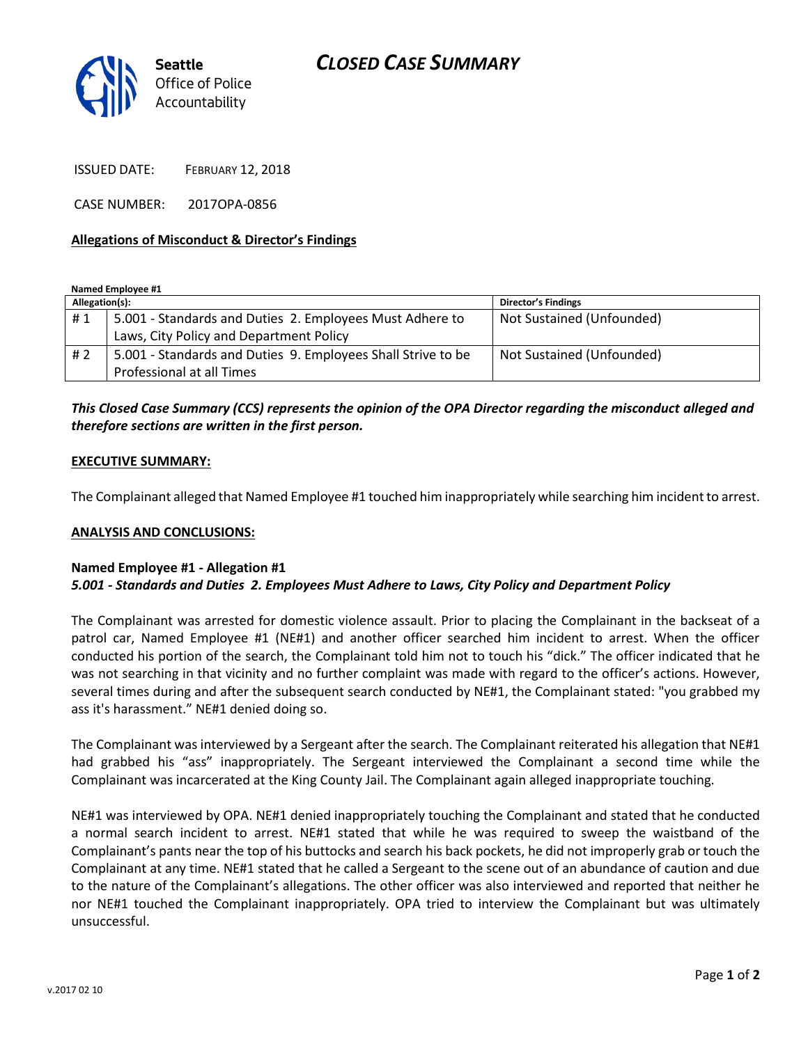Seattle Office of Police Accountability

# CLOSED CASE SUMMARY

ISSUED DATE: FEBRUARY 12, 2018

CASE NUMBER: 2017OPA-0856

**Allegations of Misconduct & Director's Findings**

**Named Employee #1**

| Allegation(s): | | Director's Findings |
|---|---|---|
| # 1 | 5.001 - Standards and Duties 2. Employees Must Adhere to Laws, City Policy and Department Policy | Not Sustained (Unfounded) |
| # 2 | 5.001 - Standards and Duties 9. Employees Shall Strive to be Professional at all Times | Not Sustained (Unfounded) |

***This Closed Case Summary (CCS) represents the opinion of the OPA Director regarding the misconduct alleged and therefore sections are written in the first person.***

**EXECUTIVE SUMMARY:**

The Complainant alleged that Named Employee #1 touched him inappropriately while searching him incident to arrest.

**ANALYSIS AND CONCLUSIONS:**

**Named Employee #1 - Allegation #1**
***5.001 - Standards and Duties 2. Employees Must Adhere to Laws, City Policy and Department Policy***

The Complainant was arrested for domestic violence assault. Prior to placing the Complainant in the backseat of a patrol car, Named Employee #1 (NE#1) and another officer searched him incident to arrest. When the officer conducted his portion of the search, the Complainant told him not to touch his "dick." The officer indicated that he was not searching in that vicinity and no further complaint was made with regard to the officer's actions. However, several times during and after the subsequent search conducted by NE#1, the Complainant stated: "you grabbed my ass it's harassment." NE#1 denied doing so.

The Complainant was interviewed by a Sergeant after the search. The Complainant reiterated his allegation that NE#1 had grabbed his "ass" inappropriately. The Sergeant interviewed the Complainant a second time while the Complainant was incarcerated at the King County Jail. The Complainant again alleged inappropriate touching.

NE#1 was interviewed by OPA. NE#1 denied inappropriately touching the Complainant and stated that he conducted a normal search incident to arrest. NE#1 stated that while he was required to sweep the waistband of the Complainant's pants near the top of his buttocks and search his back pockets, he did not improperly grab or touch the Complainant at any time. NE#1 stated that he called a Sergeant to the scene out of an abundance of caution and due to the nature of the Complainant's allegations. The other officer was also interviewed and reported that neither he nor NE#1 touched the Complainant inappropriately. OPA tried to interview the Complainant but was ultimately unsuccessful.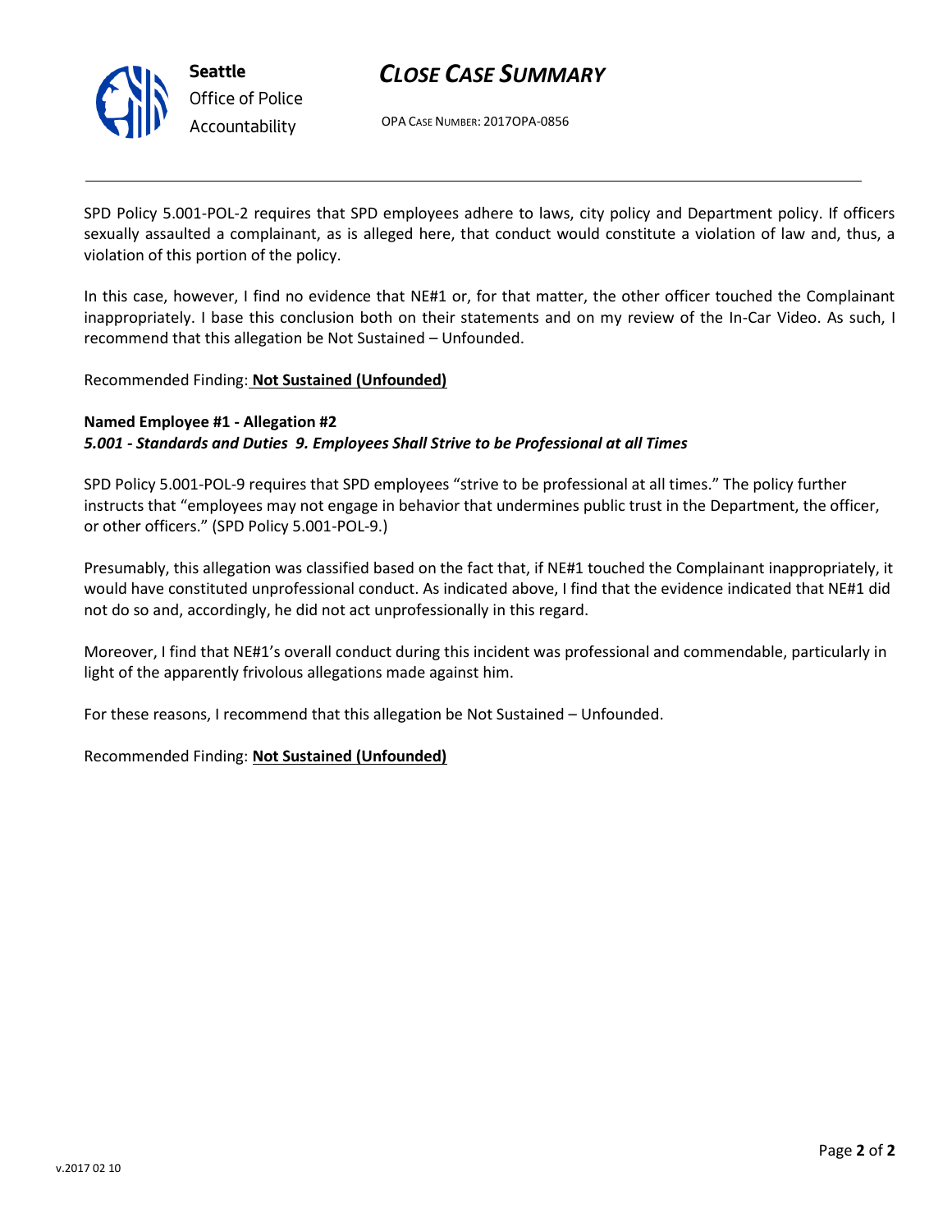SPD Policy 5.001-POL-2 requires that SPD employees adhere to laws, city policy and Department policy. If officers sexually assaulted a complainant, as is alleged here, that conduct would constitute a violation of law and, thus, a violation of this portion of the policy.

In this case, however, I find no evidence that NE#1 or, for that matter, the other officer touched the Complainant inappropriately. I base this conclusion both on their statements and on my review of the In-Car Video. As such, I recommend that this allegation be Not Sustained – Unfounded.

Recommended Finding: **Not Sustained (Unfounded)**

**Named Employee #1 - Allegation #2**
***5.001 - Standards and Duties 9. Employees Shall Strive to be Professional at all Times***

SPD Policy 5.001-POL-9 requires that SPD employees "strive to be professional at all times." The policy further instructs that "employees may not engage in behavior that undermines public trust in the Department, the officer, or other officers." (SPD Policy 5.001-POL-9.)

Presumably, this allegation was classified based on the fact that, if NE#1 touched the Complainant inappropriately, it would have constituted unprofessional conduct. As indicated above, I find that the evidence indicated that NE#1 did not do so and, accordingly, he did not act unprofessionally in this regard.

Moreover, I find that NE#1's overall conduct during this incident was professional and commendable, particularly in light of the apparently frivolous allegations made against him.

For these reasons, I recommend that this allegation be Not Sustained – Unfounded.

Recommended Finding: **Not Sustained (Unfounded)**